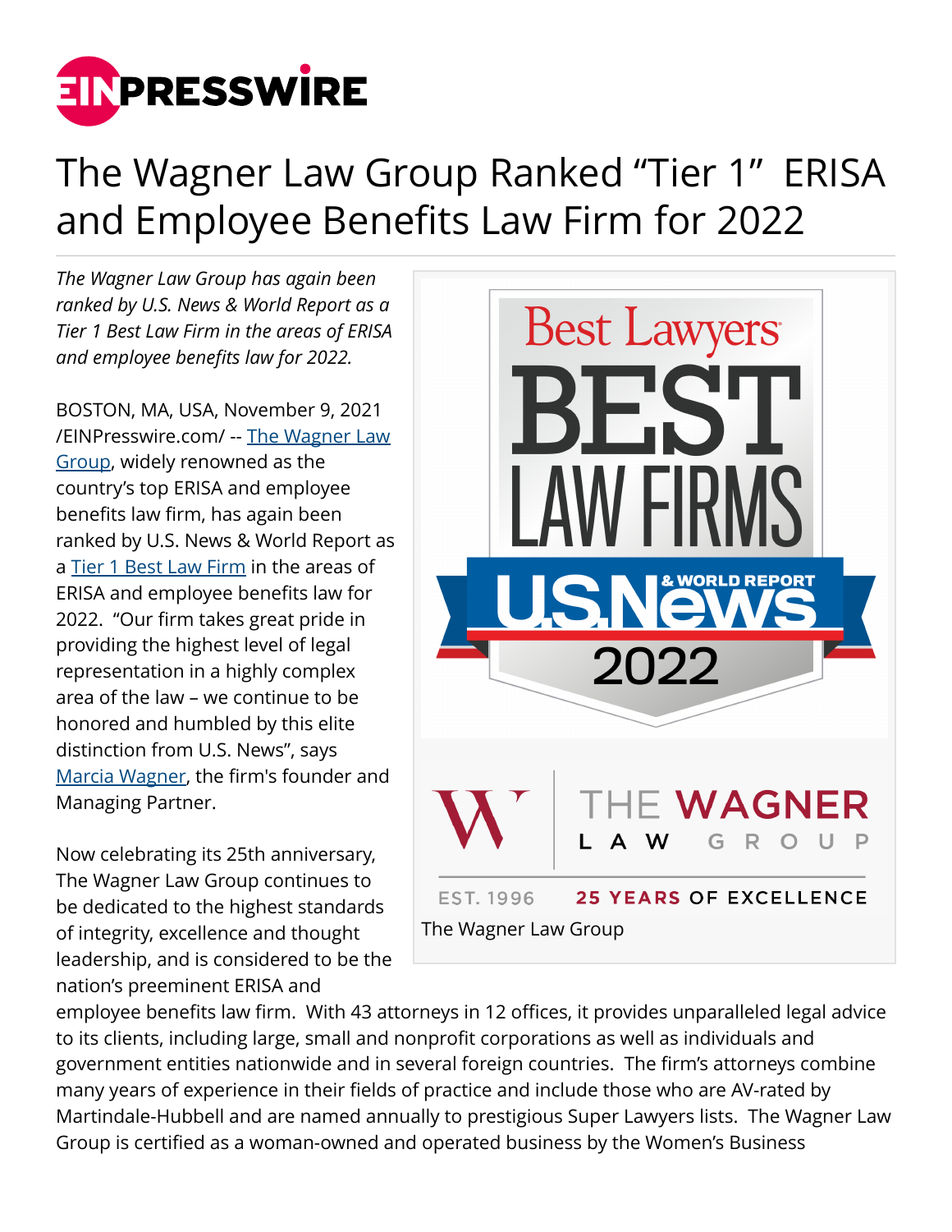# The Wagner Law Group Ranked "Tier 1" ERISA and Employee Benefits Law Firm for 2022

*The Wagner Law Group has again been ranked by U.S. News & World Report as a Tier 1 Best Law Firm in the areas of ERISA and employee benefits law for 2022.*

The Wagner Law Group

BOSTON, MA, USA, November 9, 2021 /EINPresswire.com/ -- The Wagner Law Group, widely renowned as the country's top ERISA and employee benefits law firm, has again been ranked by U.S. News & World Report as a Tier 1 Best Law Firm in the areas of ERISA and employee benefits law for 2022. "Our firm takes great pride in providing the highest level of legal representation in a highly complex area of the law – we continue to be honored and humbled by this elite distinction from U.S. News", says Marcia Wagner, the firm's founder and Managing Partner.

Now celebrating its 25th anniversary, The Wagner Law Group continues to be dedicated to the highest standards of integrity, excellence and thought leadership, and is considered to be the nation's preeminent ERISA and employee benefits law firm. With 43 attorneys in 12 offices, it provides unparalleled legal advice to its clients, including large, small and nonprofit corporations as well as individuals and government entities nationwide and in several foreign countries. The firm's attorneys combine many years of experience in their fields of practice and include those who are AV-rated by Martindale-Hubbell and are named annually to prestigious Super Lawyers lists. The Wagner Law Group is certified as a woman-owned and operated business by the Women's Business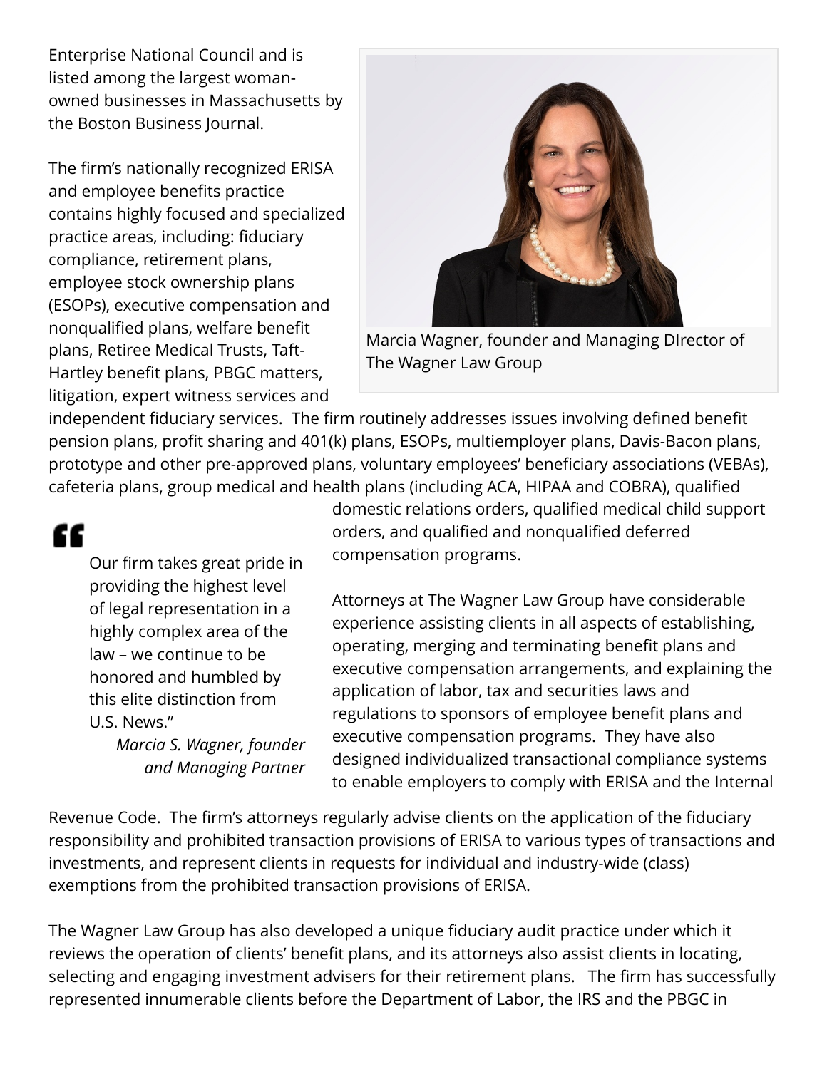Enterprise National Council and is listed among the largest woman-owned businesses in Massachusetts by the Boston Business Journal.

Marcia Wagner, founder and Managing DIrector of The Wagner Law Group

The firm's nationally recognized ERISA and employee benefits practice contains highly focused and specialized practice areas, including: fiduciary compliance, retirement plans, employee stock ownership plans (ESOPs), executive compensation and nonqualified plans, welfare benefit plans, Retiree Medical Trusts, Taft-Hartley benefit plans, PBGC matters, litigation, expert witness services and independent fiduciary services. The firm routinely addresses issues involving defined benefit pension plans, profit sharing and 401(k) plans, ESOPs, multiemployer plans, Davis-Bacon plans, prototype and other pre-approved plans, voluntary employees' beneficiary associations (VEBAs), cafeteria plans, group medical and health plans (including ACA, HIPAA and COBRA), qualified domestic relations orders, qualified medical child support orders, and qualified and nonqualified deferred compensation programs.

> "Our firm takes great pride in providing the highest level of legal representation in a highly complex area of the law – we continue to be honored and humbled by this elite distinction from U.S. News."
>
> *Marcia S. Wagner, founder and Managing Partner*

Attorneys at The Wagner Law Group have considerable experience assisting clients in all aspects of establishing, operating, merging and terminating benefit plans and executive compensation arrangements, and explaining the application of labor, tax and securities laws and regulations to sponsors of employee benefit plans and executive compensation programs. They have also designed individualized transactional compliance systems to enable employers to comply with ERISA and the Internal Revenue Code. The firm's attorneys regularly advise clients on the application of the fiduciary responsibility and prohibited transaction provisions of ERISA to various types of transactions and investments, and represent clients in requests for individual and industry-wide (class) exemptions from the prohibited transaction provisions of ERISA.

The Wagner Law Group has also developed a unique fiduciary audit practice under which it reviews the operation of clients' benefit plans, and its attorneys also assist clients in locating, selecting and engaging investment advisers for their retirement plans. The firm has successfully represented innumerable clients before the Department of Labor, the IRS and the PBGC in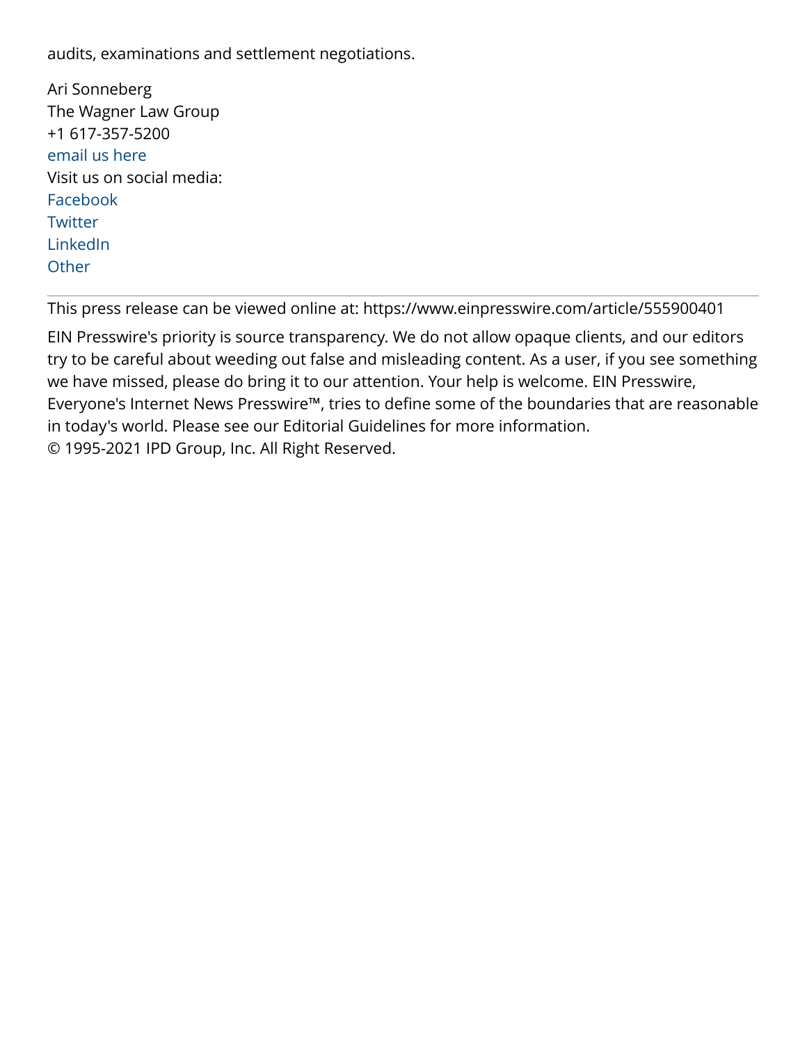audits, examinations and settlement negotiations.

Ari Sonneberg
The Wagner Law Group
+1 617-357-5200
email us here
Visit us on social media:
Facebook
Twitter
LinkedIn
Other

---

This press release can be viewed online at: https://www.einpresswire.com/article/555900401

EIN Presswire's priority is source transparency. We do not allow opaque clients, and our editors try to be careful about weeding out false and misleading content. As a user, if you see something we have missed, please do bring it to our attention. Your help is welcome. EIN Presswire, Everyone's Internet News Presswire™, tries to define some of the boundaries that are reasonable in today's world. Please see our Editorial Guidelines for more information.
© 1995-2021 IPD Group, Inc. All Right Reserved.